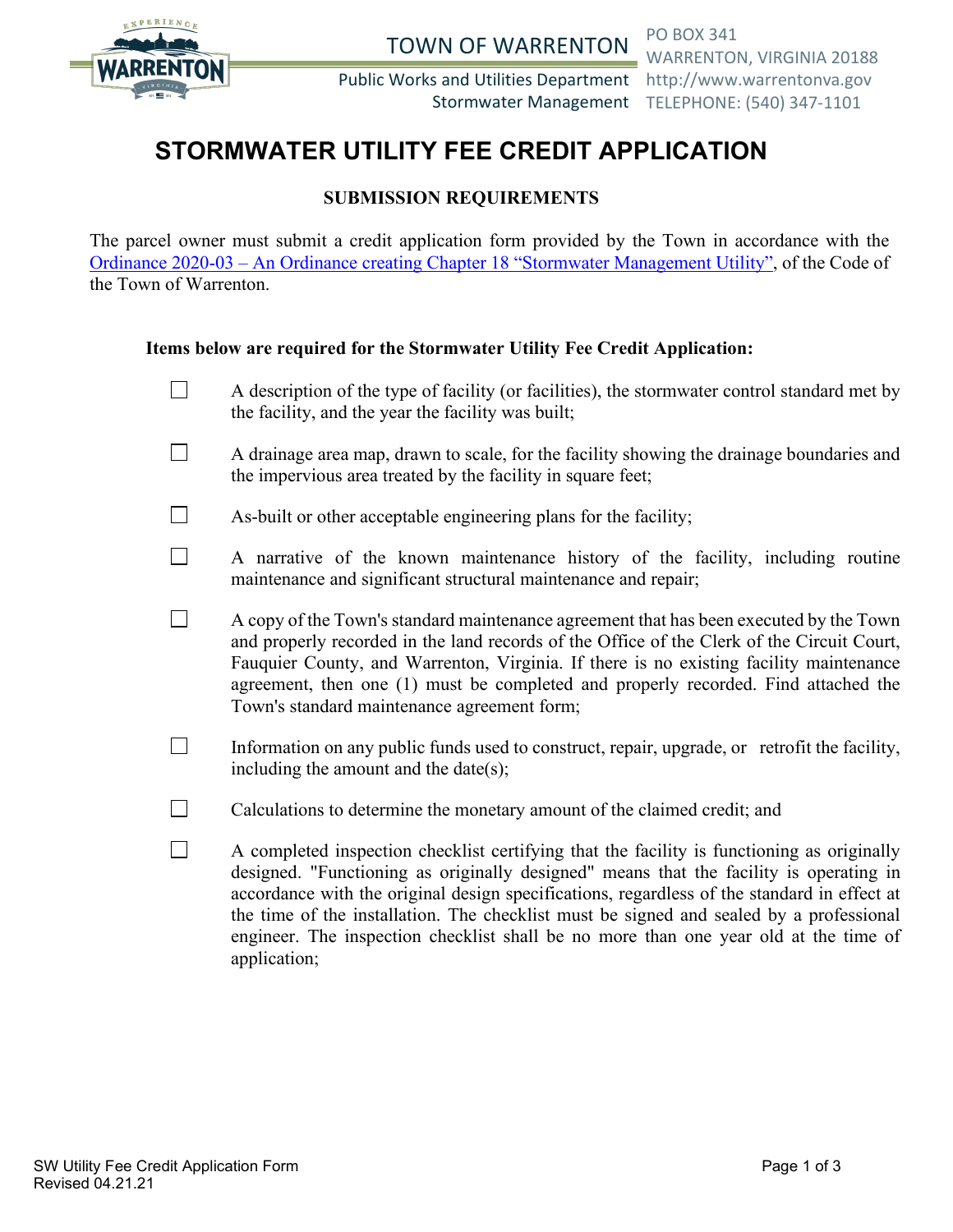TOWN OF WARRENTON

Public Works and Utilities Department
Stormwater Management

PO BOX 341
WARRENTON, VIRGINIA 20188
http://www.warrentonva.gov
TELEPHONE: (540) 347-1101

# STORMWATER UTILITY FEE CREDIT APPLICATION

## SUBMISSION REQUIREMENTS

The parcel owner must submit a credit application form provided by the Town in accordance with the Ordinance 2020-03 – An Ordinance creating Chapter 18 "Stormwater Management Utility", of the Code of the Town of Warrenton.

**Items below are required for the Stormwater Utility Fee Credit Application:**

- ☐ A description of the type of facility (or facilities), the stormwater control standard met by the facility, and the year the facility was built;
- ☐ A drainage area map, drawn to scale, for the facility showing the drainage boundaries and the impervious area treated by the facility in square feet;
- ☐ As-built or other acceptable engineering plans for the facility;
- ☐ A narrative of the known maintenance history of the facility, including routine maintenance and significant structural maintenance and repair;
- ☐ A copy of the Town's standard maintenance agreement that has been executed by the Town and properly recorded in the land records of the Office of the Clerk of the Circuit Court, Fauquier County, and Warrenton, Virginia. If there is no existing facility maintenance agreement, then one (1) must be completed and properly recorded. Find attached the Town's standard maintenance agreement form;
- ☐ Information on any public funds used to construct, repair, upgrade, or retrofit the facility, including the amount and the date(s);
- ☐ Calculations to determine the monetary amount of the claimed credit; and
- ☐ A completed inspection checklist certifying that the facility is functioning as originally designed. "Functioning as originally designed" means that the facility is operating in accordance with the original design specifications, regardless of the standard in effect at the time of the installation. The checklist must be signed and sealed by a professional engineer. The inspection checklist shall be no more than one year old at the time of application;

SW Utility Fee Credit Application Form
Revised 04.21.21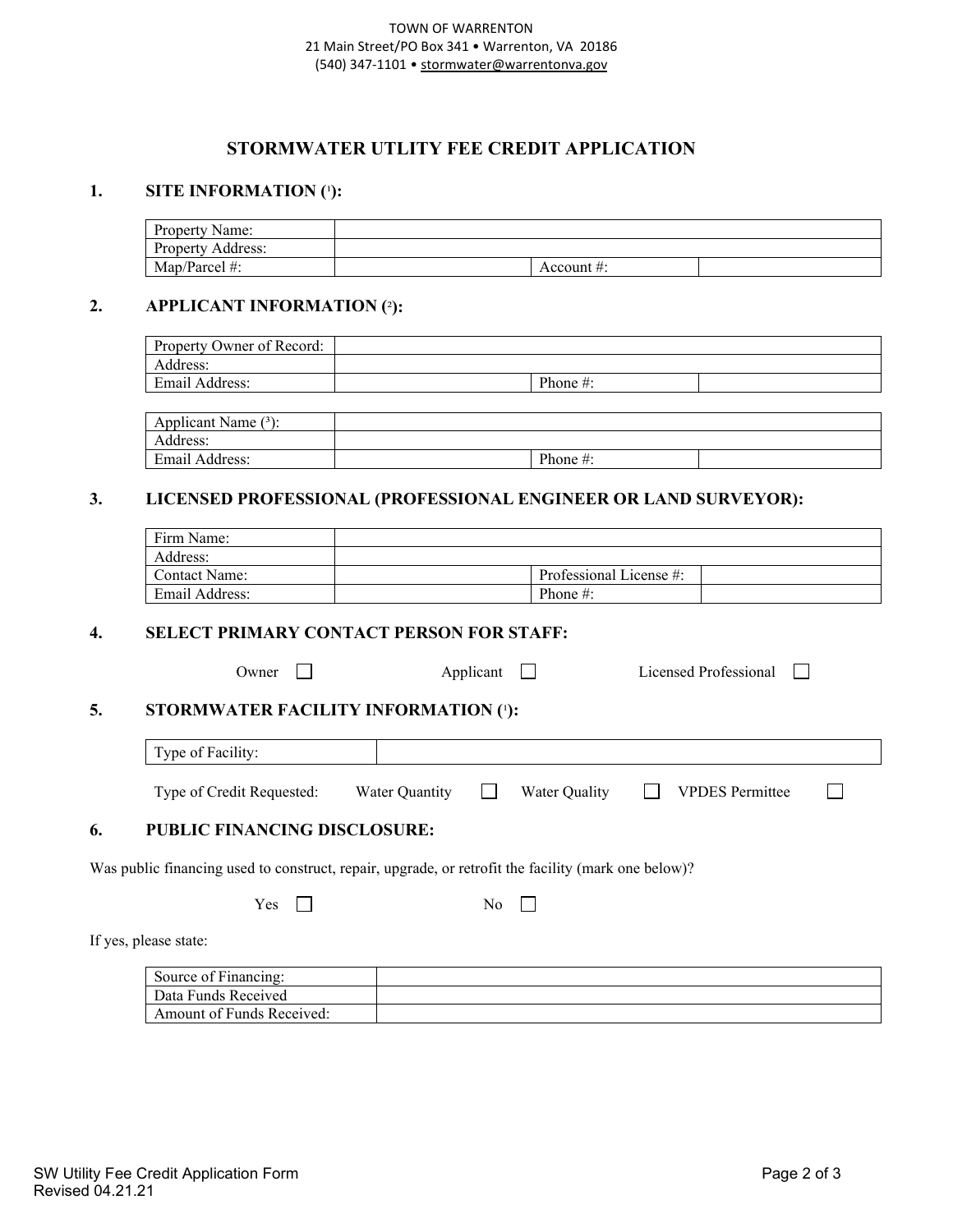TOWN OF WARRENTON
21 Main Street/PO Box 341 • Warrenton, VA 20186
(540) 347-1101 • stormwater@warrentonva.gov

# STORMWATER UTLITY FEE CREDIT APPLICATION

## 1. SITE INFORMATION ([1]):

| Property Name: | | | |
|---|---|---|---|
| Property Address: | | | |
| Map/Parcel #: | | Account #: | |

## 2. APPLICANT INFORMATION ([2]):

| Property Owner of Record: | | | |
|---|---|---|---|
| Address: | | | |
| Email Address: | | Phone #: | |

| Applicant Name ([3]): | | | |
|---|---|---|---|
| Address: | | | |
| Email Address: | | Phone #: | |

## 3. LICENSED PROFESSIONAL (PROFESSIONAL ENGINEER OR LAND SURVEYOR):

| Firm Name: | | | |
|---|---|---|---|
| Address: | | | |
| Contact Name: | | Professional License #: | |
| Email Address: | | Phone #: | |

## 4. SELECT PRIMARY CONTACT PERSON FOR STAFF:

Owner ☐ Applicant ☐ Licensed Professional ☐

## 5. STORMWATER FACILITY INFORMATION ([1]):

| Type of Facility: | |
|---|---|

Type of Credit Requested: Water Quantity ☐ Water Quality ☐ VPDES Permittee ☐

## 6. PUBLIC FINANCING DISCLOSURE:

Was public financing used to construct, repair, upgrade, or retrofit the facility (mark one below)?

Yes ☐ No ☐

If yes, please state:

| Source of Financing: | |
|---|---|
| Data Funds Received | |
| Amount of Funds Received: | |

SW Utility Fee Credit Application Form
Revised 04.21.21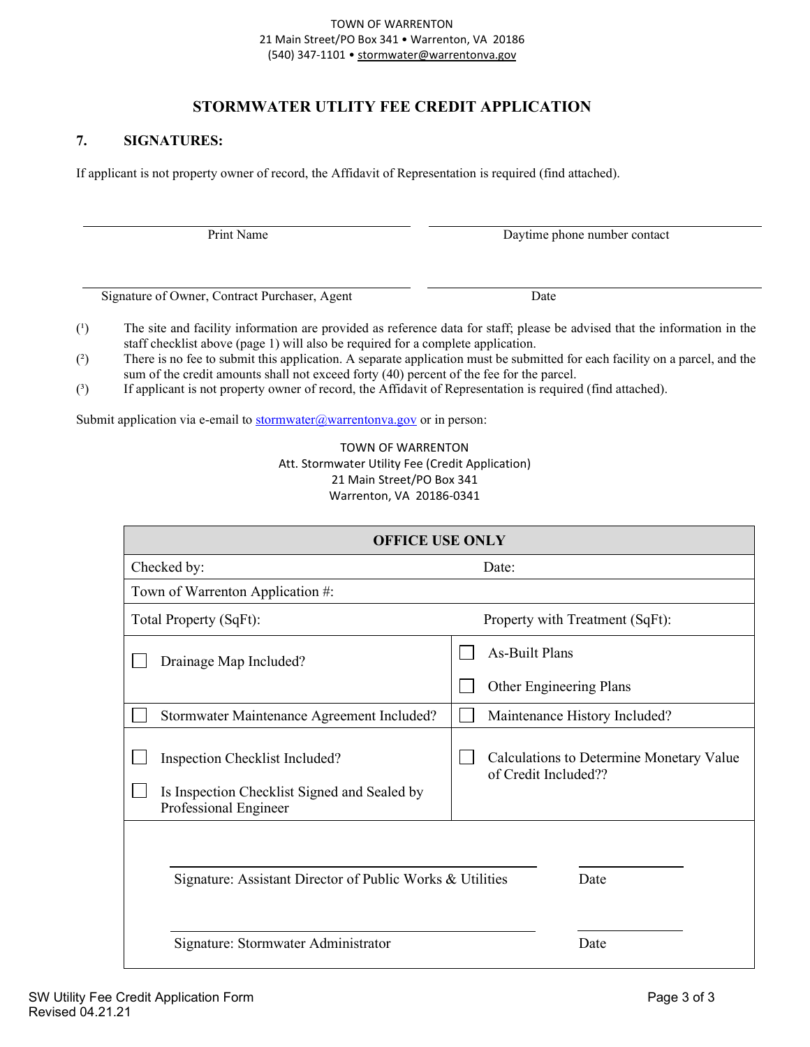TOWN OF WARRENTON
21 Main Street/PO Box 341 • Warrenton, VA 20186
(540) 347-1101 • stormwater@warrentonva.gov

## STORMWATER UTLITY FEE CREDIT APPLICATION

### 7. SIGNATURES:

If applicant is not property owner of record, the Affidavit of Representation is required (find attached).

| | |
|---|---|
| Print Name | Daytime phone number contact |
| Signature of Owner, Contract Purchaser, Agent | Date |

([1]) The site and facility information are provided as reference data for staff; please be advised that the information in the staff checklist above (page 1) will also be required for a complete application.

([2]) There is no fee to submit this application. A separate application must be submitted for each facility on a parcel, and the sum of the credit amounts shall not exceed forty (40) percent of the fee for the parcel.

([3]) If applicant is not property owner of record, the Affidavit of Representation is required (find attached).

Submit application via e-email to stormwater@warrentonva.gov or in person:

TOWN OF WARRENTON
Att. Stormwater Utility Fee (Credit Application)
21 Main Street/PO Box 341
Warrenton, VA 20186-0341

| OFFICE USE ONLY | |
|---|---|
| Checked by: | Date: |
| Town of Warrenton Application #: | |
| Total Property (SqFt): | Property with Treatment (SqFt): |
| ☐ Drainage Map Included? | ☐ As-Built Plans<br>☐ Other Engineering Plans |
| ☐ Stormwater Maintenance Agreement Included? | ☐ Maintenance History Included? |
| ☐ Inspection Checklist Included?<br>☐ Is Inspection Checklist Signed and Sealed by Professional Engineer | ☐ Calculations to Determine Monetary Value of Credit Included?? |
| Signature: Assistant Director of Public Works & Utilities | Date |
| Signature: Stormwater Administrator | Date |

SW Utility Fee Credit Application Form
Revised 04.21.21